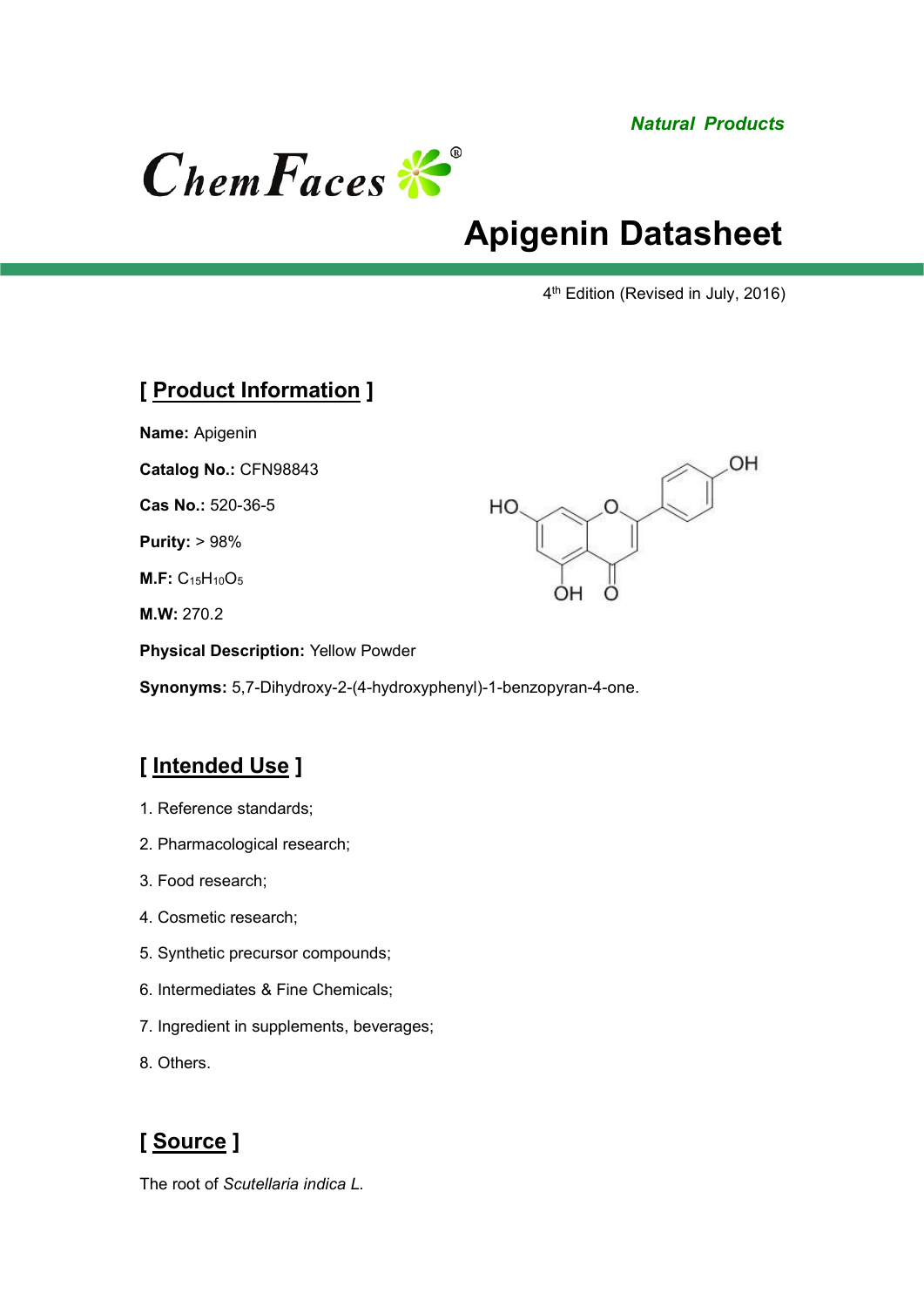*Natural Products*

ChemFaces

# Apigenin Datasheet

4th Edition (Revised in July, 2016)

## [ Product Information ]

**Name:** Apigenin

**Catalog No.:** CFN98843

**Cas No.:** 520-36-5

**Purity:** > 98%

**M.F:** $C_{15}H_{10}O_5$

**M.W:** 270.2

**Physical Description:** Yellow Powder

**Synonyms:** 5,7-Dihydroxy-2-(4-hydroxyphenyl)-1-benzopyran-4-one.

## [ Intended Use ]

1. Reference standards;
2. Pharmacological research;
3. Food research;
4. Cosmetic research;
5. Synthetic precursor compounds;
6. Intermediates & Fine Chemicals;
7. Ingredient in supplements, beverages;
8. Others.

## [ Source ]

The root of *Scutellaria indica L.*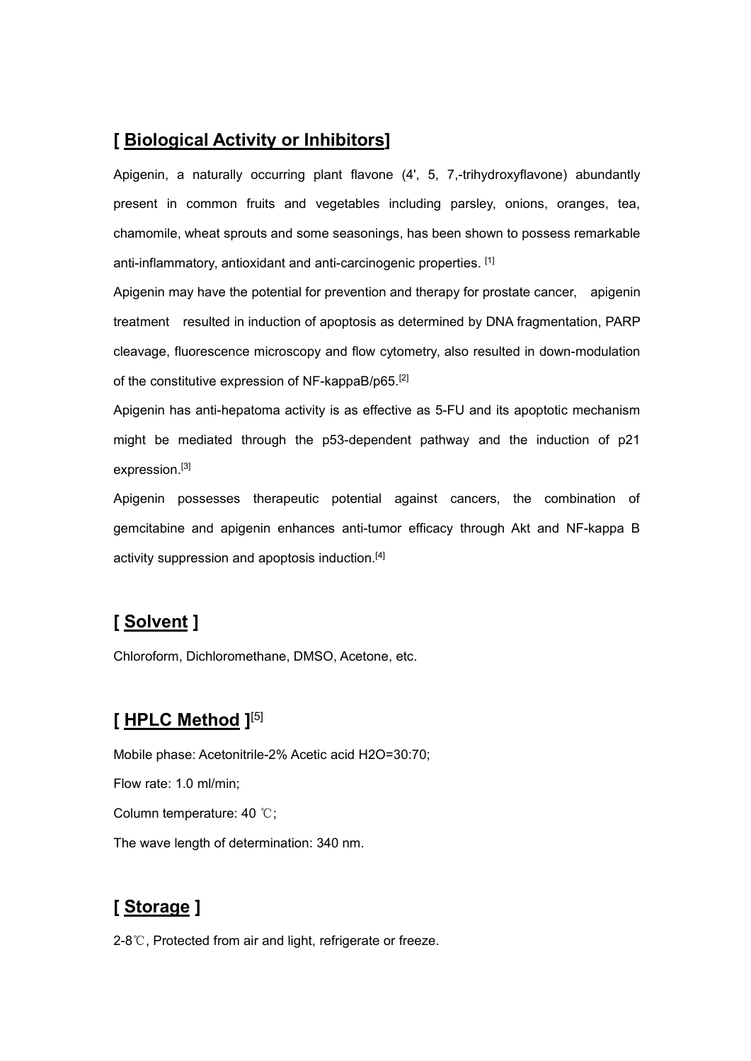## [ Biological Activity or Inhibitors]

Apigenin, a naturally occurring plant flavone (4', 5, 7,-trihydroxyflavone) abundantly present in common fruits and vegetables including parsley, onions, oranges, tea, chamomile, wheat sprouts and some seasonings, has been shown to possess remarkable anti-inflammatory, antioxidant and anti-carcinogenic properties. [1]

Apigenin may have the potential for prevention and therapy for prostate cancer, apigenin treatment resulted in induction of apoptosis as determined by DNA fragmentation, PARP cleavage, fluorescence microscopy and flow cytometry, also resulted in down-modulation of the constitutive expression of NF-kappaB/p65.[2]

Apigenin has anti-hepatoma activity is as effective as 5-FU and its apoptotic mechanism might be mediated through the p53-dependent pathway and the induction of p21 expression.[3]

Apigenin possesses therapeutic potential against cancers, the combination of gemcitabine and apigenin enhances anti-tumor efficacy through Akt and NF-kappa B activity suppression and apoptosis induction.[4]

## [ Solvent ]

Chloroform, Dichloromethane, DMSO, Acetone, etc.

## [ HPLC Method ][5]

Mobile phase: Acetonitrile-2% Acetic acid $H_2O$=30:70;

Flow rate: 1.0 ml/min;

Column temperature: 40 ℃;

The wave length of determination: 340 nm.

## [ Storage ]

2-8℃, Protected from air and light, refrigerate or freeze.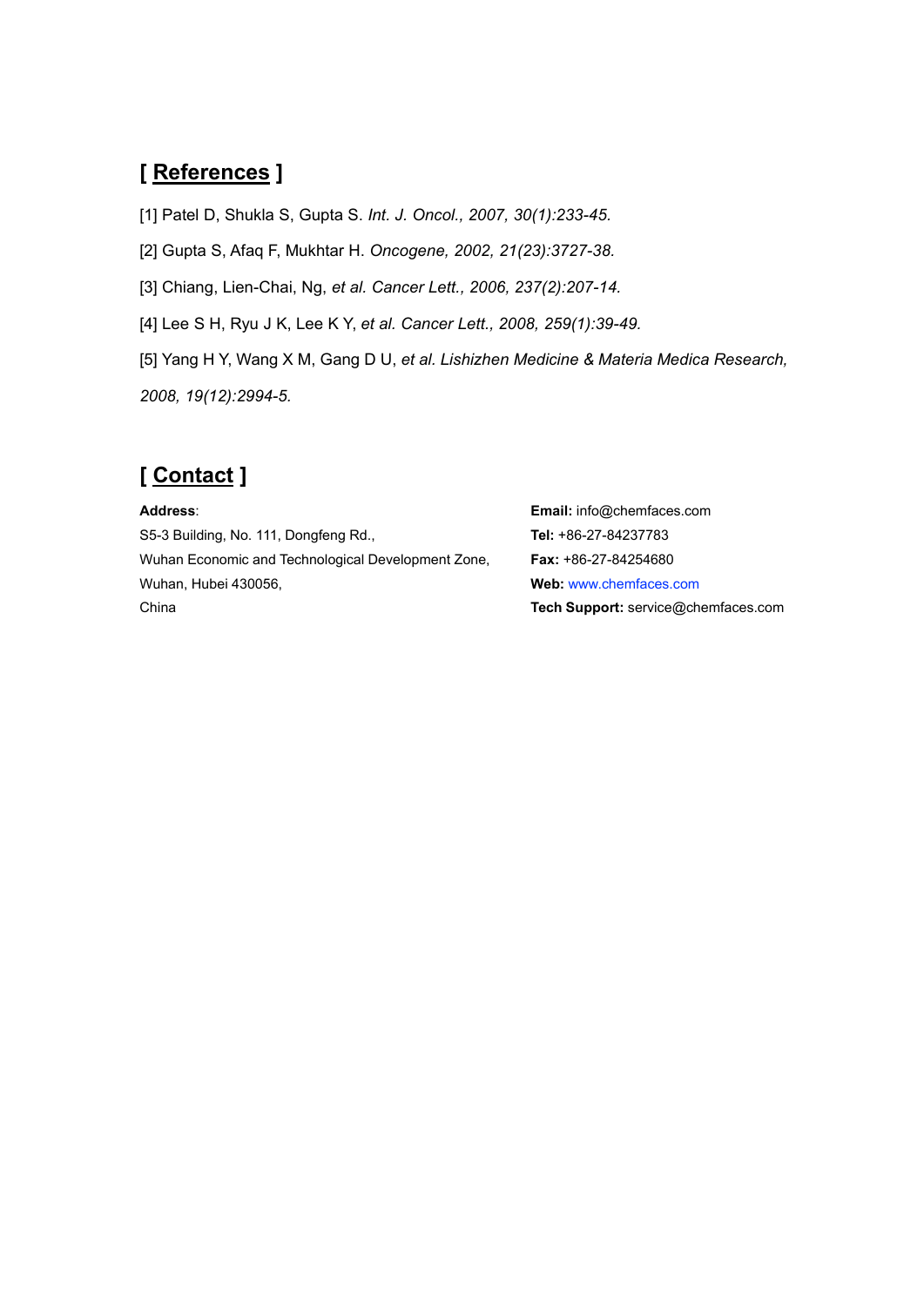## [ References ]

[1] Patel D, Shukla S, Gupta S. *Int. J. Oncol., 2007, 30(1):233-45.*

[2] Gupta S, Afaq F, Mukhtar H. *Oncogene, 2002, 21(23):3727-38.*

[3] Chiang, Lien-Chai, Ng, *et al. Cancer Lett., 2006, 237(2):207-14.*

[4] Lee S H, Ryu J K, Lee K Y, *et al. Cancer Lett., 2008, 259(1):39-49.*

[5] Yang H Y, Wang X M, Gang D U, *et al. Lishizhen Medicine & Materia Medica Research, 2008, 19(12):2994-5.*

## [ Contact ]

**Address**:
S5-3 Building, No. 111, Dongfeng Rd.,
Wuhan Economic and Technological Development Zone,
Wuhan, Hubei 430056,
China

**Email:** info@chemfaces.com
**Tel:** +86-27-84237783
**Fax:** +86-27-84254680
**Web:** www.chemfaces.com
**Tech Support:** service@chemfaces.com